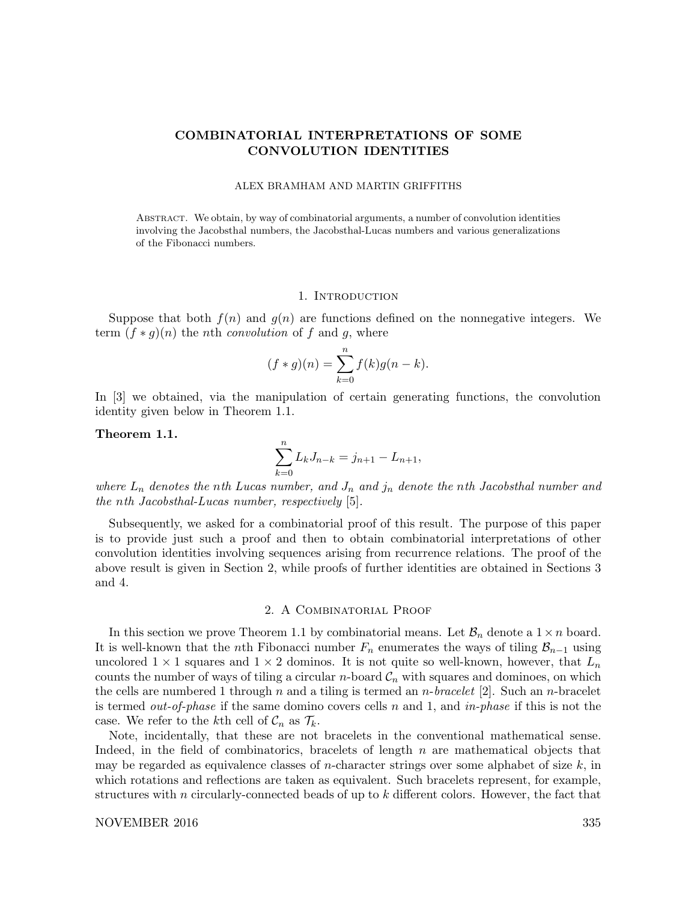# COMBINATORIAL INTERPRETATIONS OF SOME CONVOLUTION IDENTITIES

ALEX BRAMHAM AND MARTIN GRIFFITHS

Abstract. We obtain, by way of combinatorial arguments, a number of convolution identities involving the Jacobsthal numbers, the Jacobsthal-Lucas numbers and various generalizations of the Fibonacci numbers.

## 1. Introduction

Suppose that both $f(n)$ and $g(n)$ are functions defined on the nonnegative integers. We term $(f * g)(n)$ the $n$th *convolution* of $f$ and $g$, where

$$(f * g)(n) = \sum_{k=0}^{n} f(k)g(n-k).$$

In [3] we obtained, via the manipulation of certain generating functions, the convolution identity given below in Theorem 1.1.

**Theorem 1.1.**

$$\sum_{k=0}^{n} L_k J_{n-k} = j_{n+1} - L_{n+1},$$

*where $L_n$ denotes the $n$th Lucas number, and $J_n$ and $j_n$ denote the $n$th Jacobsthal number and the $n$th Jacobsthal-Lucas number, respectively* [5].

Subsequently, we asked for a combinatorial proof of this result. The purpose of this paper is to provide just such a proof and then to obtain combinatorial interpretations of other convolution identities involving sequences arising from recurrence relations. The proof of the above result is given in Section 2, while proofs of further identities are obtained in Sections 3 and 4.

## 2. A Combinatorial Proof

In this section we prove Theorem 1.1 by combinatorial means. Let $\mathcal{B}_n$ denote a $1 \times n$ board. It is well-known that the $n$th Fibonacci number $F_n$ enumerates the ways of tiling $\mathcal{B}_{n-1}$ using uncolored $1 \times 1$ squares and $1 \times 2$ dominos. It is not quite so well-known, however, that $L_n$ counts the number of ways of tiling a circular $n$-board $\mathcal{C}_n$ with squares and dominoes, on which the cells are numbered 1 through $n$ and a tiling is termed an $n$-*bracelet* [2]. Such an $n$-bracelet is termed *out-of-phase* if the same domino covers cells $n$ and 1, and *in-phase* if this is not the case. We refer to the $k$th cell of $\mathcal{C}_n$ as $\mathcal{T}_k$.

Note, incidentally, that these are not bracelets in the conventional mathematical sense. Indeed, in the field of combinatorics, bracelets of length $n$ are mathematical objects that may be regarded as equivalence classes of $n$-character strings over some alphabet of size $k$, in which rotations and reflections are taken as equivalent. Such bracelets represent, for example, structures with $n$ circularly-connected beads of up to $k$ different colors. However, the fact that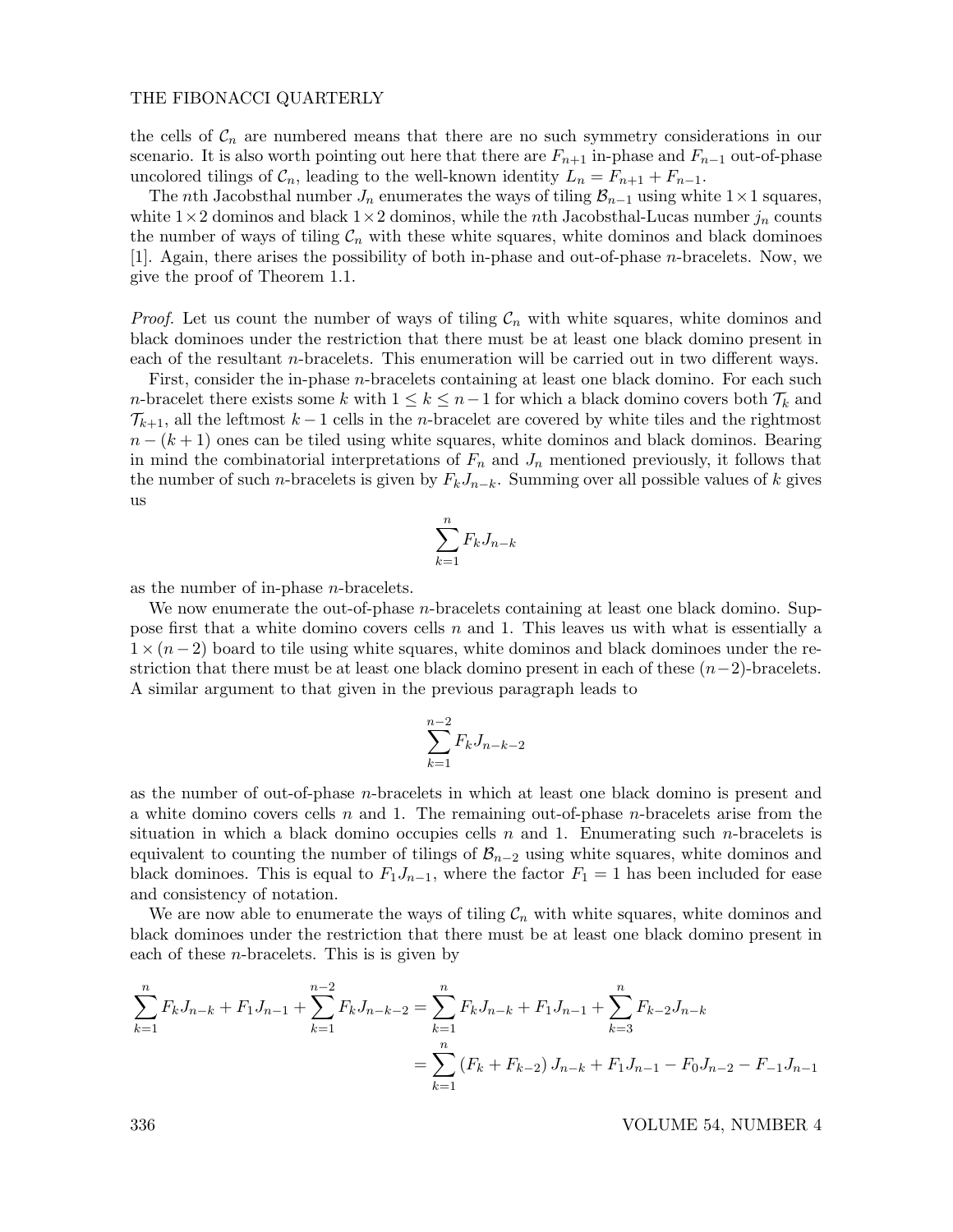the cells of $\mathcal{C}_n$ are numbered means that there are no such symmetry considerations in our scenario. It is also worth pointing out here that there are $F_{n+1}$ in-phase and $F_{n-1}$ out-of-phase uncolored tilings of $\mathcal{C}_n$, leading to the well-known identity $L_n = F_{n+1} + F_{n-1}$.

The $n$th Jacobsthal number $J_n$ enumerates the ways of tiling $\mathcal{B}_{n-1}$ using white $1 \times 1$ squares, white $1 \times 2$ dominos and black $1 \times 2$ dominos, while the $n$th Jacobsthal-Lucas number $j_n$ counts the number of ways of tiling $\mathcal{C}_n$ with these white squares, white dominos and black dominoes [1]. Again, there arises the possibility of both in-phase and out-of-phase $n$-bracelets. Now, we give the proof of Theorem 1.1.

*Proof.* Let us count the number of ways of tiling $\mathcal{C}_n$ with white squares, white dominos and black dominoes under the restriction that there must be at least one black domino present in each of the resultant $n$-bracelets. This enumeration will be carried out in two different ways.

First, consider the in-phase $n$-bracelets containing at least one black domino. For each such $n$-bracelet there exists some $k$ with $1 \leq k \leq n-1$ for which a black domino covers both $\mathcal{T}_k$ and $\mathcal{T}_{k+1}$, all the leftmost $k-1$ cells in the $n$-bracelet are covered by white tiles and the rightmost $n-(k+1)$ ones can be tiled using white squares, white dominos and black dominos. Bearing in mind the combinatorial interpretations of $F_n$ and $J_n$ mentioned previously, it follows that the number of such $n$-bracelets is given by $F_k J_{n-k}$. Summing over all possible values of $k$ gives us

$$\sum_{k=1}^{n} F_k J_{n-k}$$

as the number of in-phase $n$-bracelets.

We now enumerate the out-of-phase $n$-bracelets containing at least one black domino. Suppose first that a white domino covers cells $n$ and 1. This leaves us with what is essentially a $1 \times (n-2)$ board to tile using white squares, white dominos and black dominoes under the restriction that there must be at least one black domino present in each of these $(n-2)$-bracelets. A similar argument to that given in the previous paragraph leads to

$$\sum_{k=1}^{n-2} F_k J_{n-k-2}$$

as the number of out-of-phase $n$-bracelets in which at least one black domino is present and a white domino covers cells $n$ and 1. The remaining out-of-phase $n$-bracelets arise from the situation in which a black domino occupies cells $n$ and 1. Enumerating such $n$-bracelets is equivalent to counting the number of tilings of $\mathcal{B}_{n-2}$ using white squares, white dominos and black dominoes. This is equal to $F_1 J_{n-1}$, where the factor $F_1 = 1$ has been included for ease and consistency of notation.

We are now able to enumerate the ways of tiling $\mathcal{C}_n$ with white squares, white dominos and black dominoes under the restriction that there must be at least one black domino present in each of these $n$-bracelets. This is is given by

$$\begin{aligned}
\sum_{k=1}^{n} F_k J_{n-k} + F_1 J_{n-1} + \sum_{k=1}^{n-2} F_k J_{n-k-2} &= \sum_{k=1}^{n} F_k J_{n-k} + F_1 J_{n-1} + \sum_{k=3}^{n} F_{k-2} J_{n-k} \\
&= \sum_{k=1}^{n} \left(F_k + F_{k-2}\right) J_{n-k} + F_1 J_{n-1} - F_0 J_{n-2} - F_{-1} J_{n-1}
\end{aligned}$$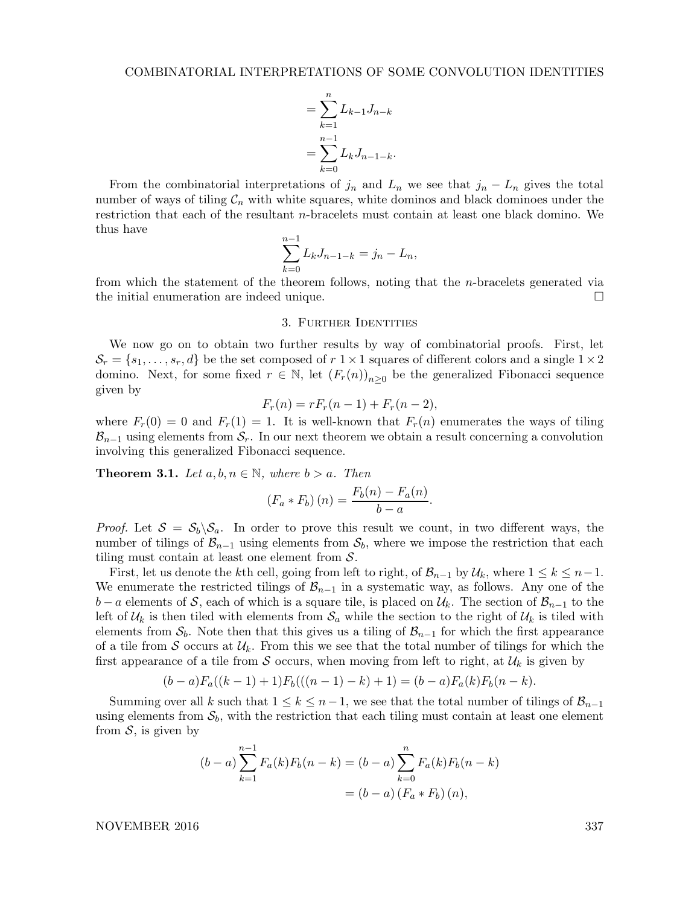$$= \sum_{k=1}^{n} L_{k-1} J_{n-k}$$
$$= \sum_{k=0}^{n-1} L_k J_{n-1-k}.$$

From the combinatorial interpretations of $j_n$ and $L_n$ we see that $j_n - L_n$ gives the total number of ways of tiling $\mathcal{C}_n$ with white squares, white dominos and black dominoes under the restriction that each of the resultant $n$-bracelets must contain at least one black domino. We thus have

$$\sum_{k=0}^{n-1} L_k J_{n-1-k} = j_n - L_n,$$

from which the statement of the theorem follows, noting that the $n$-bracelets generated via the initial enumeration are indeed unique. □

## 3. Further Identities

We now go on to obtain two further results by way of combinatorial proofs. First, let $\mathcal{S}_r = \{s_1, \ldots, s_r, d\}$ be the set composed of $r$ $1 \times 1$ squares of different colors and a single $1 \times 2$ domino. Next, for some fixed $r \in \mathbb{N}$, let $(F_r(n))_{n \geq 0}$ be the generalized Fibonacci sequence given by

$$F_r(n) = rF_r(n-1) + F_r(n-2),$$

where $F_r(0) = 0$ and $F_r(1) = 1$. It is well-known that $F_r(n)$ enumerates the ways of tiling $\mathcal{B}_{n-1}$ using elements from $\mathcal{S}_r$. In our next theorem we obtain a result concerning a convolution involving this generalized Fibonacci sequence.

**Theorem 3.1.** *Let $a, b, n \in \mathbb{N}$, where $b > a$. Then*

$$(F_a * F_b)(n) = \frac{F_b(n) - F_a(n)}{b-a}.$$

*Proof.* Let $\mathcal{S} = \mathcal{S}_b \backslash \mathcal{S}_a$. In order to prove this result we count, in two different ways, the number of tilings of $\mathcal{B}_{n-1}$ using elements from $\mathcal{S}_b$, where we impose the restriction that each tiling must contain at least one element from $\mathcal{S}$.

First, let us denote the $k$th cell, going from left to right, of $\mathcal{B}_{n-1}$ by $\mathcal{U}_k$, where $1 \leq k \leq n-1$. We enumerate the restricted tilings of $\mathcal{B}_{n-1}$ in a systematic way, as follows. Any one of the $b-a$ elements of $\mathcal{S}$, each of which is a square tile, is placed on $\mathcal{U}_k$. The section of $\mathcal{B}_{n-1}$ to the left of $\mathcal{U}_k$ is then tiled with elements from $\mathcal{S}_a$ while the section to the right of $\mathcal{U}_k$ is tiled with elements from $\mathcal{S}_b$. Note then that this gives us a tiling of $\mathcal{B}_{n-1}$ for which the first appearance of a tile from $\mathcal{S}$ occurs at $\mathcal{U}_k$. From this we see that the total number of tilings for which the first appearance of a tile from $\mathcal{S}$ occurs, when moving from left to right, at $\mathcal{U}_k$ is given by

$$(b-a)F_a((k-1)+1)F_b(((n-1)-k)+1) = (b-a)F_a(k)F_b(n-k).$$

Summing over all $k$ such that $1 \leq k \leq n-1$, we see that the total number of tilings of $\mathcal{B}_{n-1}$ using elements from $\mathcal{S}_b$, with the restriction that each tiling must contain at least one element from $\mathcal{S}$, is given by

$$(b-a)\sum_{k=1}^{n-1} F_a(k)F_b(n-k) = (b-a)\sum_{k=0}^{n} F_a(k)F_b(n-k)$$
$$= (b-a)(F_a * F_b)(n),$$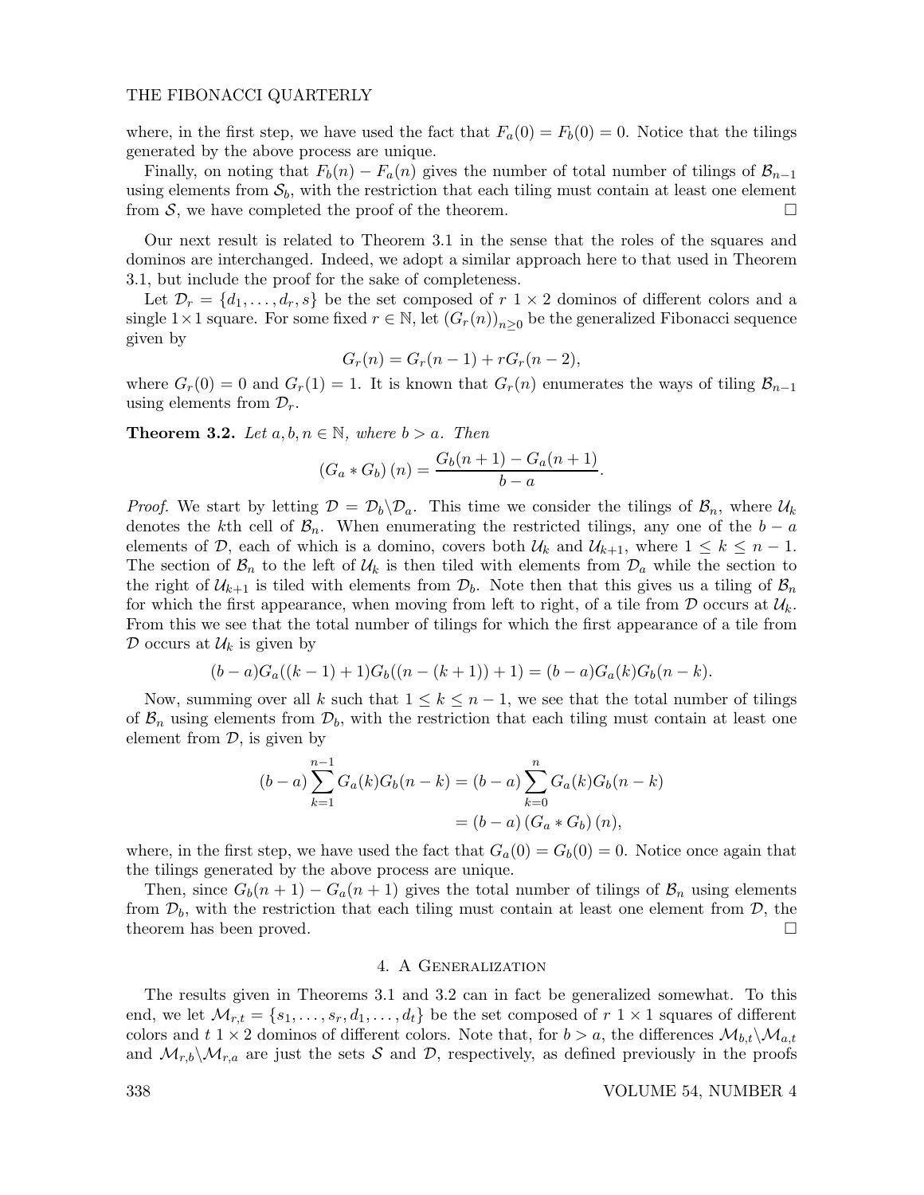where, in the first step, we have used the fact that $F_a(0) = F_b(0) = 0$. Notice that the tilings generated by the above process are unique.

Finally, on noting that $F_b(n) - F_a(n)$ gives the number of total number of tilings of $\mathcal{B}_{n-1}$ using elements from $\mathcal{S}_b$, with the restriction that each tiling must contain at least one element from $\mathcal{S}$, we have completed the proof of the theorem. □

Our next result is related to Theorem 3.1 in the sense that the roles of the squares and dominos are interchanged. Indeed, we adopt a similar approach here to that used in Theorem 3.1, but include the proof for the sake of completeness.

Let $\mathcal{D}_r = \{d_1, \ldots, d_r, s\}$ be the set composed of $r$ $1 \times 2$ dominos of different colors and a single $1 \times 1$ square. For some fixed $r \in \mathbb{N}$, let $(G_r(n))_{n \geq 0}$ be the generalized Fibonacci sequence given by

$$G_r(n) = G_r(n-1) + rG_r(n-2),$$

where $G_r(0) = 0$ and $G_r(1) = 1$. It is known that $G_r(n)$ enumerates the ways of tiling $\mathcal{B}_{n-1}$ using elements from $\mathcal{D}_r$.

**Theorem 3.2.** *Let $a, b, n \in \mathbb{N}$, where $b > a$. Then*

$$(G_a * G_b)(n) = \frac{G_b(n+1) - G_a(n+1)}{b-a}.$$

*Proof.* We start by letting $\mathcal{D} = \mathcal{D}_b \backslash \mathcal{D}_a$. This time we consider the tilings of $\mathcal{B}_n$, where $\mathcal{U}_k$ denotes the $k$th cell of $\mathcal{B}_n$. When enumerating the restricted tilings, any one of the $b - a$ elements of $\mathcal{D}$, each of which is a domino, covers both $\mathcal{U}_k$ and $\mathcal{U}_{k+1}$, where $1 \leq k \leq n-1$. The section of $\mathcal{B}_n$ to the left of $\mathcal{U}_k$ is then tiled with elements from $\mathcal{D}_a$ while the section to the right of $\mathcal{U}_{k+1}$ is tiled with elements from $\mathcal{D}_b$. Note then that this gives us a tiling of $\mathcal{B}_n$ for which the first appearance, when moving from left to right, of a tile from $\mathcal{D}$ occurs at $\mathcal{U}_k$. From this we see that the total number of tilings for which the first appearance of a tile from $\mathcal{D}$ occurs at $\mathcal{U}_k$ is given by

$$(b-a)G_a((k-1)+1)G_b((n-(k+1))+1) = (b-a)G_a(k)G_b(n-k).$$

Now, summing over all $k$ such that $1 \leq k \leq n-1$, we see that the total number of tilings of $\mathcal{B}_n$ using elements from $\mathcal{D}_b$, with the restriction that each tiling must contain at least one element from $\mathcal{D}$, is given by

$$\begin{aligned}(b-a)\sum_{k=1}^{n-1} G_a(k)G_b(n-k) &= (b-a)\sum_{k=0}^{n} G_a(k)G_b(n-k) \\ &= (b-a)(G_a * G_b)(n),\end{aligned}$$

where, in the first step, we have used the fact that $G_a(0) = G_b(0) = 0$. Notice once again that the tilings generated by the above process are unique.

Then, since $G_b(n+1) - G_a(n+1)$ gives the total number of tilings of $\mathcal{B}_n$ using elements from $\mathcal{D}_b$, with the restriction that each tiling must contain at least one element from $\mathcal{D}$, the theorem has been proved. □

## 4. A Generalization

The results given in Theorems 3.1 and 3.2 can in fact be generalized somewhat. To this end, we let $\mathcal{M}_{r,t} = \{s_1, \ldots, s_r, d_1, \ldots, d_t\}$ be the set composed of $r$ $1 \times 1$ squares of different colors and $t$ $1 \times 2$ dominos of different colors. Note that, for $b > a$, the differences $\mathcal{M}_{b,t} \backslash \mathcal{M}_{a,t}$ and $\mathcal{M}_{r,b} \backslash \mathcal{M}_{r,a}$ are just the sets $\mathcal{S}$ and $\mathcal{D}$, respectively, as defined previously in the proofs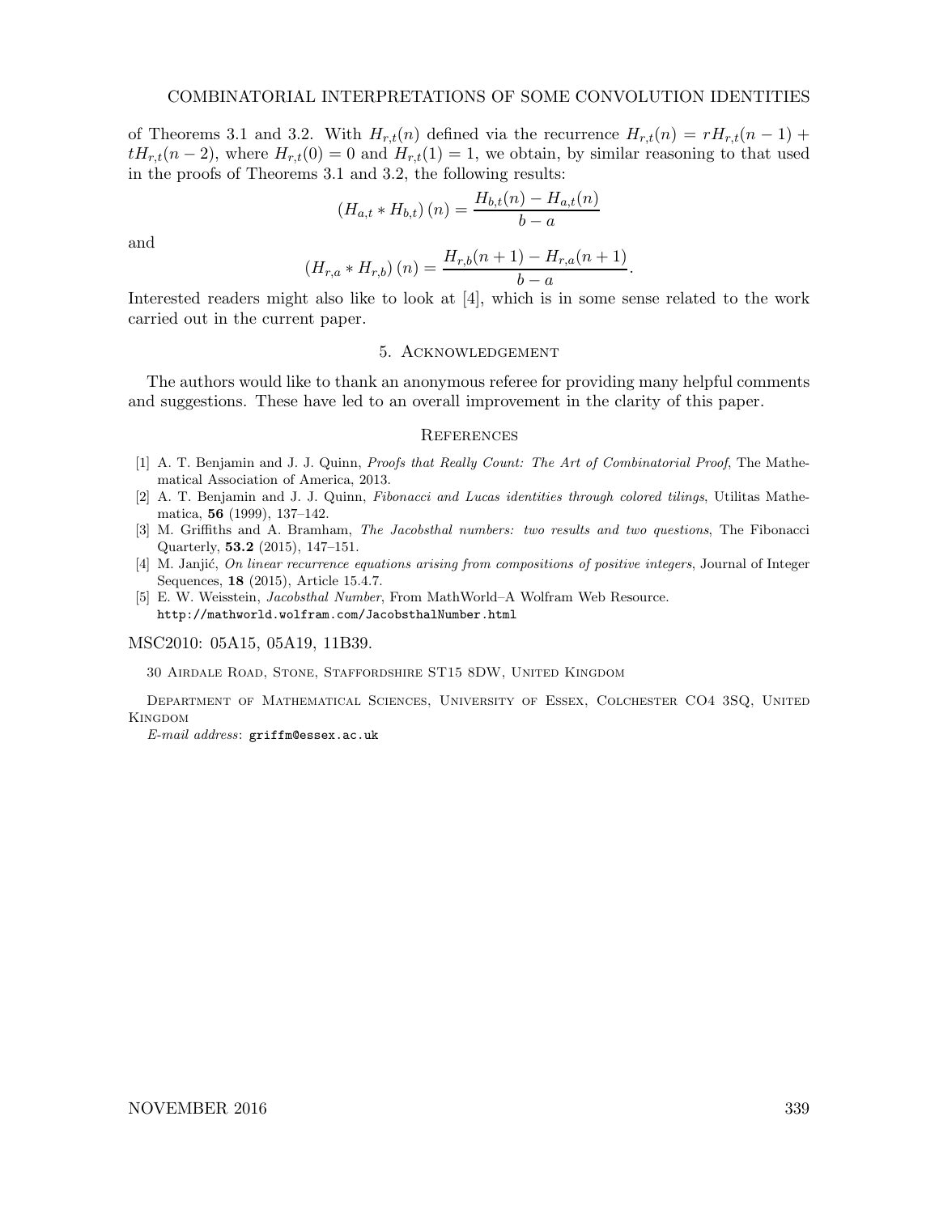of Theorems 3.1 and 3.2. With $H_{r,t}(n)$ defined via the recurrence $H_{r,t}(n) = rH_{r,t}(n-1) + tH_{r,t}(n-2)$, where $H_{r,t}(0) = 0$ and $H_{r,t}(1) = 1$, we obtain, by similar reasoning to that used in the proofs of Theorems 3.1 and 3.2, the following results:

$$\left(H_{a,t} * H_{b,t}\right)(n) = \frac{H_{b,t}(n) - H_{a,t}(n)}{b-a}$$

and

$$\left(H_{r,a} * H_{r,b}\right)(n) = \frac{H_{r,b}(n+1) - H_{r,a}(n+1)}{b-a}.$$

Interested readers might also like to look at [4], which is in some sense related to the work carried out in the current paper.

## 5. Acknowledgement

The authors would like to thank an anonymous referee for providing many helpful comments and suggestions. These have led to an overall improvement in the clarity of this paper.

## References

[1] A. T. Benjamin and J. J. Quinn, *Proofs that Really Count: The Art of Combinatorial Proof*, The Mathematical Association of America, 2013.

[2] A. T. Benjamin and J. J. Quinn, *Fibonacci and Lucas identities through colored tilings*, Utilitas Mathematica, **56** (1999), 137–142.

[3] M. Griffiths and A. Bramham, *The Jacobsthal numbers: two results and two questions*, The Fibonacci Quarterly, **53.2** (2015), 147–151.

[4] M. Janjić, *On linear recurrence equations arising from compositions of positive integers*, Journal of Integer Sequences, **18** (2015), Article 15.4.7.

[5] E. W. Weisstein, *Jacobsthal Number*, From MathWorld–A Wolfram Web Resource. http://mathworld.wolfram.com/JacobsthalNumber.html

MSC2010: 05A15, 05A19, 11B39.

30 Airdale Road, Stone, Staffordshire ST15 8DW, United Kingdom

Department of Mathematical Sciences, University of Essex, Colchester CO4 3SQ, United Kingdom

*E-mail address*: griffm@essex.ac.uk